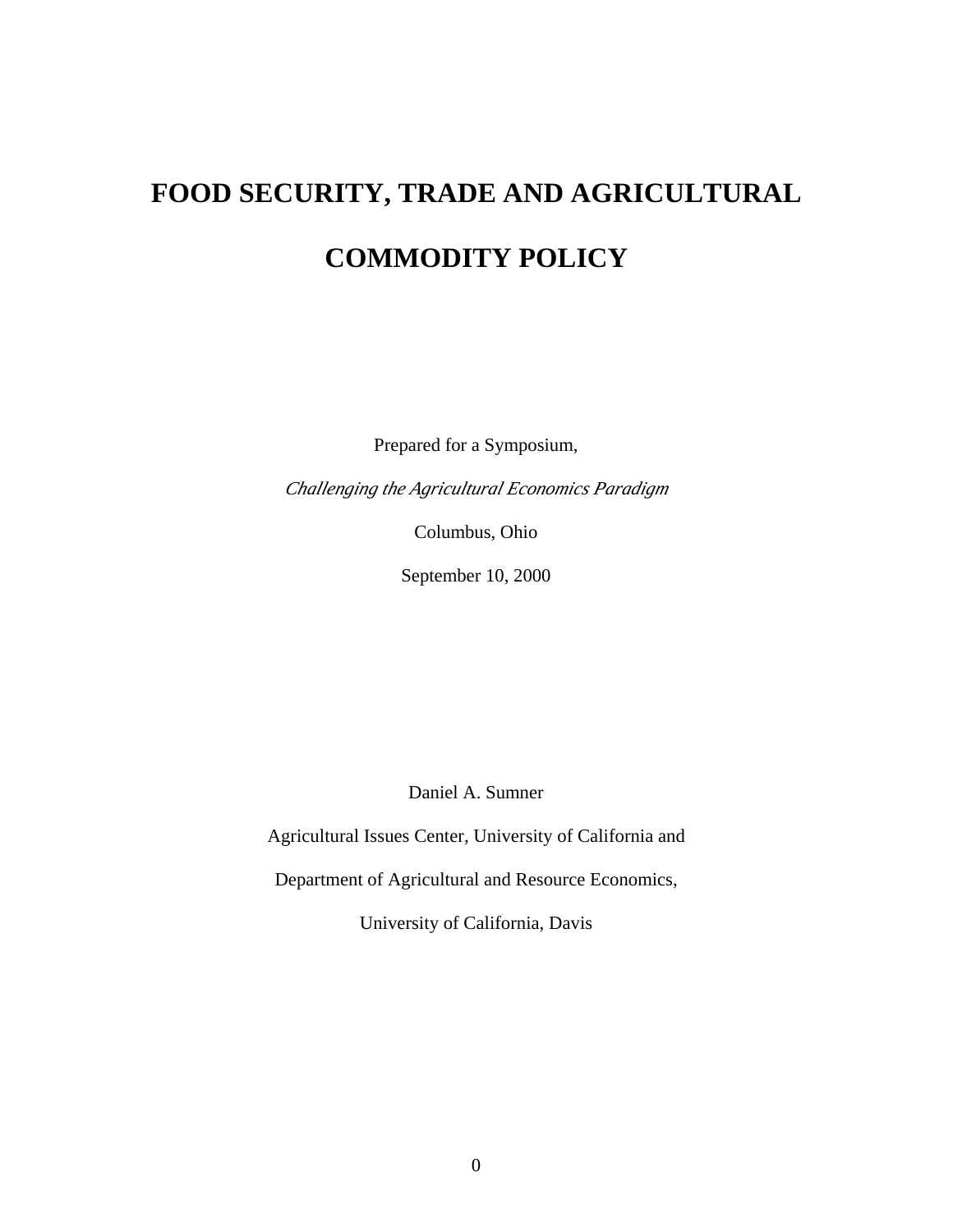# FOOD SECURITY, TRADE AND AGRICULTURAL COMMODITY POLICY

Prepared for a Symposium,

*Challenging the Agricultural Economics Paradigm*

Columbus, Ohio

September 10, 2000

Daniel A. Sumner

Agricultural Issues Center, University of California and

Department of Agricultural and Resource Economics,

University of California, Davis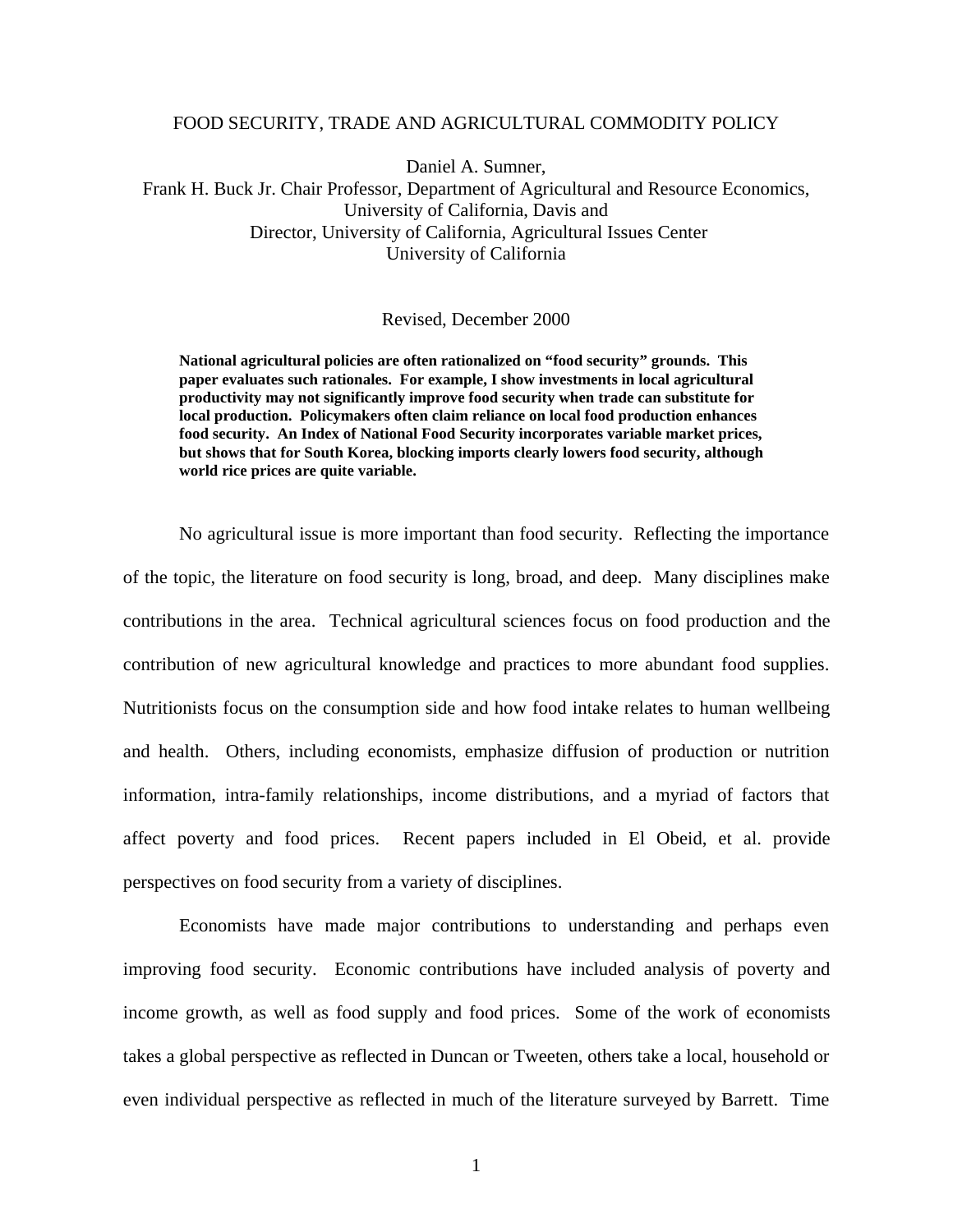FOOD SECURITY, TRADE AND AGRICULTURAL COMMODITY POLICY

Daniel A. Sumner,
Frank H. Buck Jr. Chair Professor, Department of Agricultural and Resource Economics, University of California, Davis and
Director, University of California, Agricultural Issues Center
University of California

Revised, December 2000

**National agricultural policies are often rationalized on "food security" grounds. This paper evaluates such rationales. For example, I show investments in local agricultural productivity may not significantly improve food security when trade can substitute for local production. Policymakers often claim reliance on local food production enhances food security. An Index of National Food Security incorporates variable market prices, but shows that for South Korea, blocking imports clearly lowers food security, although world rice prices are quite variable.**

No agricultural issue is more important than food security. Reflecting the importance of the topic, the literature on food security is long, broad, and deep. Many disciplines make contributions in the area. Technical agricultural sciences focus on food production and the contribution of new agricultural knowledge and practices to more abundant food supplies. Nutritionists focus on the consumption side and how food intake relates to human wellbeing and health. Others, including economists, emphasize diffusion of production or nutrition information, intra-family relationships, income distributions, and a myriad of factors that affect poverty and food prices. Recent papers included in El Obeid, et al. provide perspectives on food security from a variety of disciplines.

Economists have made major contributions to understanding and perhaps even improving food security. Economic contributions have included analysis of poverty and income growth, as well as food supply and food prices. Some of the work of economists takes a global perspective as reflected in Duncan or Tweeten, others take a local, household or even individual perspective as reflected in much of the literature surveyed by Barrett. Time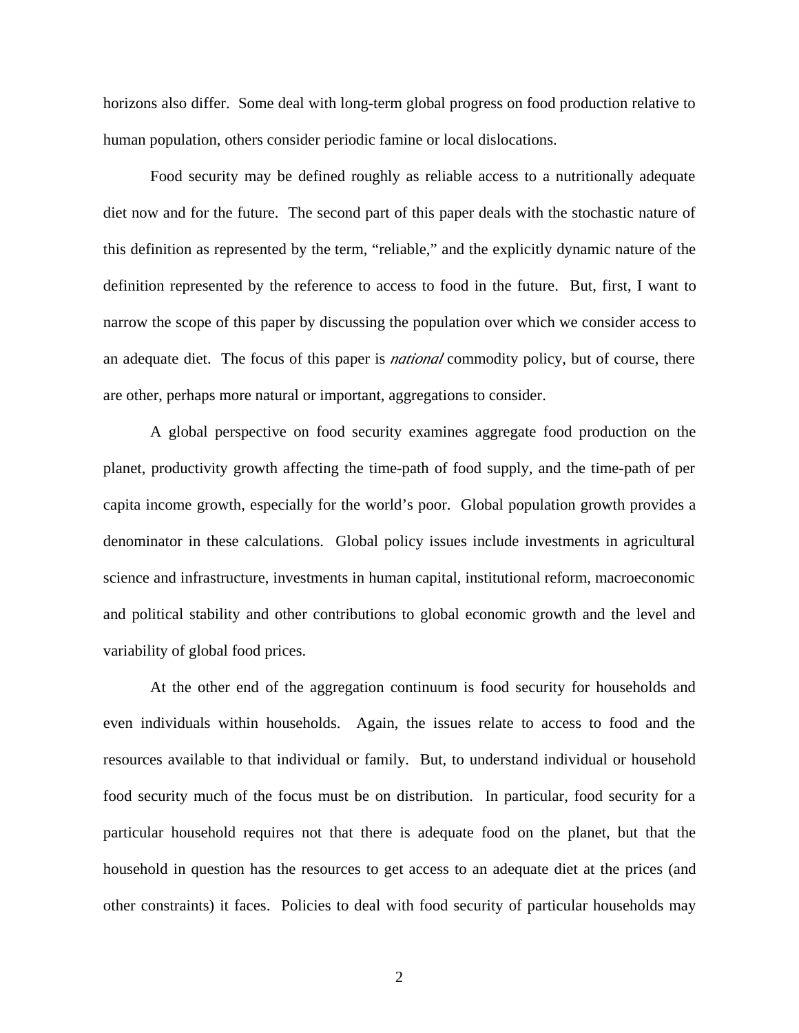horizons also differ. Some deal with long-term global progress on food production relative to human population, others consider periodic famine or local dislocations.

Food security may be defined roughly as reliable access to a nutritionally adequate diet now and for the future. The second part of this paper deals with the stochastic nature of this definition as represented by the term, "reliable," and the explicitly dynamic nature of the definition represented by the reference to access to food in the future. But, first, I want to narrow the scope of this paper by discussing the population over which we consider access to an adequate diet. The focus of this paper is *national* commodity policy, but of course, there are other, perhaps more natural or important, aggregations to consider.

A global perspective on food security examines aggregate food production on the planet, productivity growth affecting the time-path of food supply, and the time-path of per capita income growth, especially for the world's poor. Global population growth provides a denominator in these calculations. Global policy issues include investments in agricultural science and infrastructure, investments in human capital, institutional reform, macroeconomic and political stability and other contributions to global economic growth and the level and variability of global food prices.

At the other end of the aggregation continuum is food security for households and even individuals within households. Again, the issues relate to access to food and the resources available to that individual or family. But, to understand individual or household food security much of the focus must be on distribution. In particular, food security for a particular household requires not that there is adequate food on the planet, but that the household in question has the resources to get access to an adequate diet at the prices (and other constraints) it faces. Policies to deal with food security of particular households may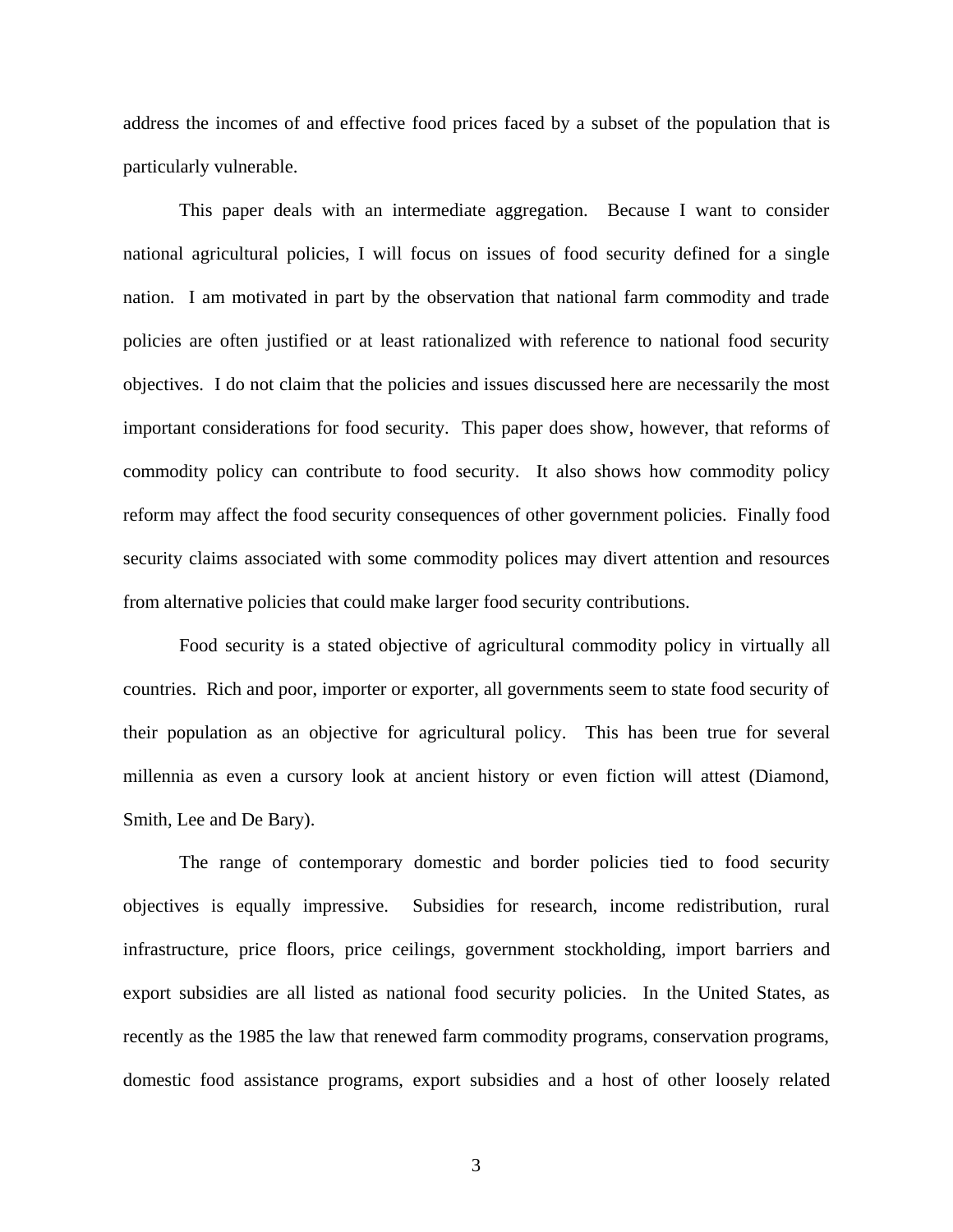address the incomes of and effective food prices faced by a subset of the population that is particularly vulnerable.

This paper deals with an intermediate aggregation. Because I want to consider national agricultural policies, I will focus on issues of food security defined for a single nation. I am motivated in part by the observation that national farm commodity and trade policies are often justified or at least rationalized with reference to national food security objectives. I do not claim that the policies and issues discussed here are necessarily the most important considerations for food security. This paper does show, however, that reforms of commodity policy can contribute to food security. It also shows how commodity policy reform may affect the food security consequences of other government policies. Finally food security claims associated with some commodity polices may divert attention and resources from alternative policies that could make larger food security contributions.

Food security is a stated objective of agricultural commodity policy in virtually all countries. Rich and poor, importer or exporter, all governments seem to state food security of their population as an objective for agricultural policy. This has been true for several millennia as even a cursory look at ancient history or even fiction will attest (Diamond, Smith, Lee and De Bary).

The range of contemporary domestic and border policies tied to food security objectives is equally impressive. Subsidies for research, income redistribution, rural infrastructure, price floors, price ceilings, government stockholding, import barriers and export subsidies are all listed as national food security policies. In the United States, as recently as the 1985 the law that renewed farm commodity programs, conservation programs, domestic food assistance programs, export subsidies and a host of other loosely related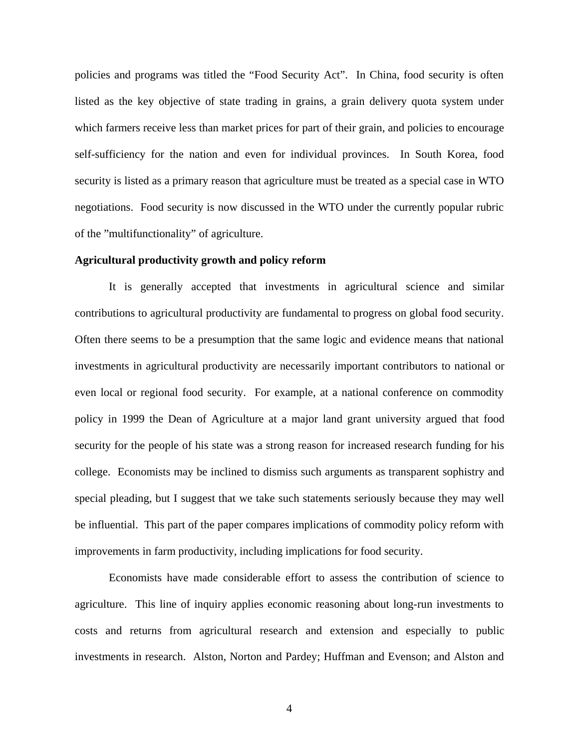policies and programs was titled the "Food Security Act". In China, food security is often listed as the key objective of state trading in grains, a grain delivery quota system under which farmers receive less than market prices for part of their grain, and policies to encourage self-sufficiency for the nation and even for individual provinces. In South Korea, food security is listed as a primary reason that agriculture must be treated as a special case in WTO negotiations. Food security is now discussed in the WTO under the currently popular rubric of the "multifunctionality" of agriculture.

**Agricultural productivity growth and policy reform**

It is generally accepted that investments in agricultural science and similar contributions to agricultural productivity are fundamental to progress on global food security. Often there seems to be a presumption that the same logic and evidence means that national investments in agricultural productivity are necessarily important contributors to national or even local or regional food security. For example, at a national conference on commodity policy in 1999 the Dean of Agriculture at a major land grant university argued that food security for the people of his state was a strong reason for increased research funding for his college. Economists may be inclined to dismiss such arguments as transparent sophistry and special pleading, but I suggest that we take such statements seriously because they may well be influential. This part of the paper compares implications of commodity policy reform with improvements in farm productivity, including implications for food security.

Economists have made considerable effort to assess the contribution of science to agriculture. This line of inquiry applies economic reasoning about long-run investments to costs and returns from agricultural research and extension and especially to public investments in research. Alston, Norton and Pardey; Huffman and Evenson; and Alston and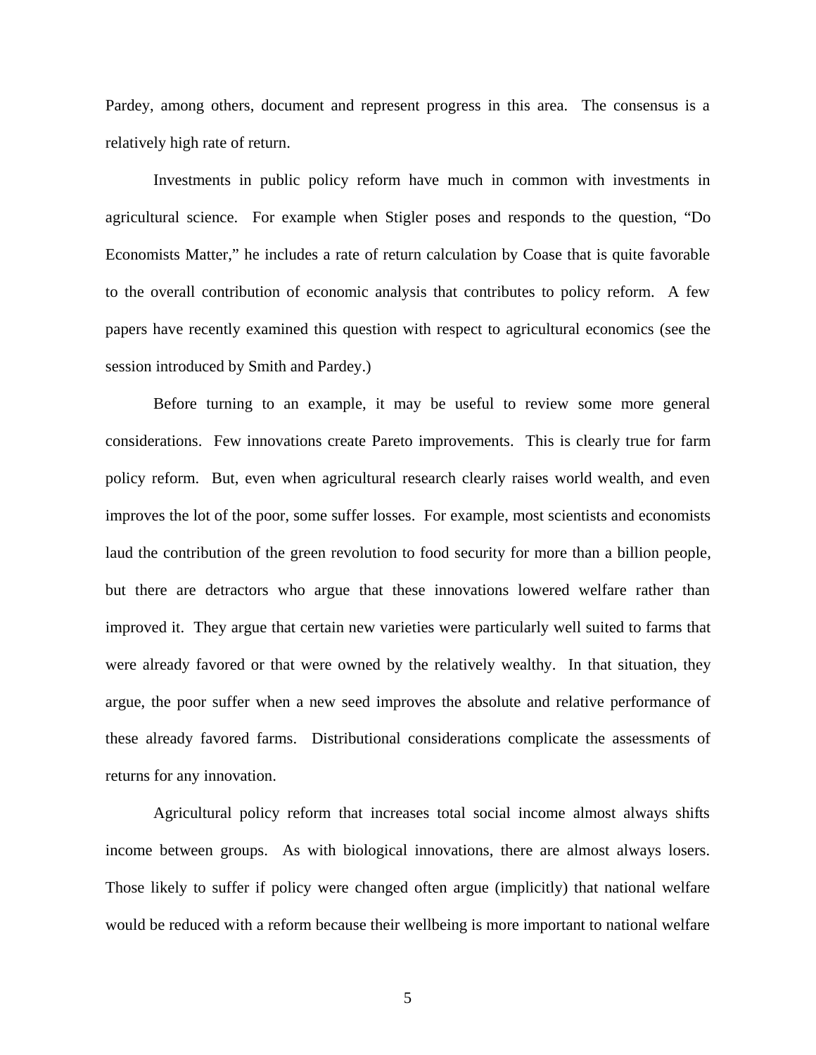Pardey, among others, document and represent progress in this area. The consensus is a relatively high rate of return.

Investments in public policy reform have much in common with investments in agricultural science. For example when Stigler poses and responds to the question, "Do Economists Matter," he includes a rate of return calculation by Coase that is quite favorable to the overall contribution of economic analysis that contributes to policy reform. A few papers have recently examined this question with respect to agricultural economics (see the session introduced by Smith and Pardey.)

Before turning to an example, it may be useful to review some more general considerations. Few innovations create Pareto improvements. This is clearly true for farm policy reform. But, even when agricultural research clearly raises world wealth, and even improves the lot of the poor, some suffer losses. For example, most scientists and economists laud the contribution of the green revolution to food security for more than a billion people, but there are detractors who argue that these innovations lowered welfare rather than improved it. They argue that certain new varieties were particularly well suited to farms that were already favored or that were owned by the relatively wealthy. In that situation, they argue, the poor suffer when a new seed improves the absolute and relative performance of these already favored farms. Distributional considerations complicate the assessments of returns for any innovation.

Agricultural policy reform that increases total social income almost always shifts income between groups. As with biological innovations, there are almost always losers. Those likely to suffer if policy were changed often argue (implicitly) that national welfare would be reduced with a reform because their wellbeing is more important to national welfare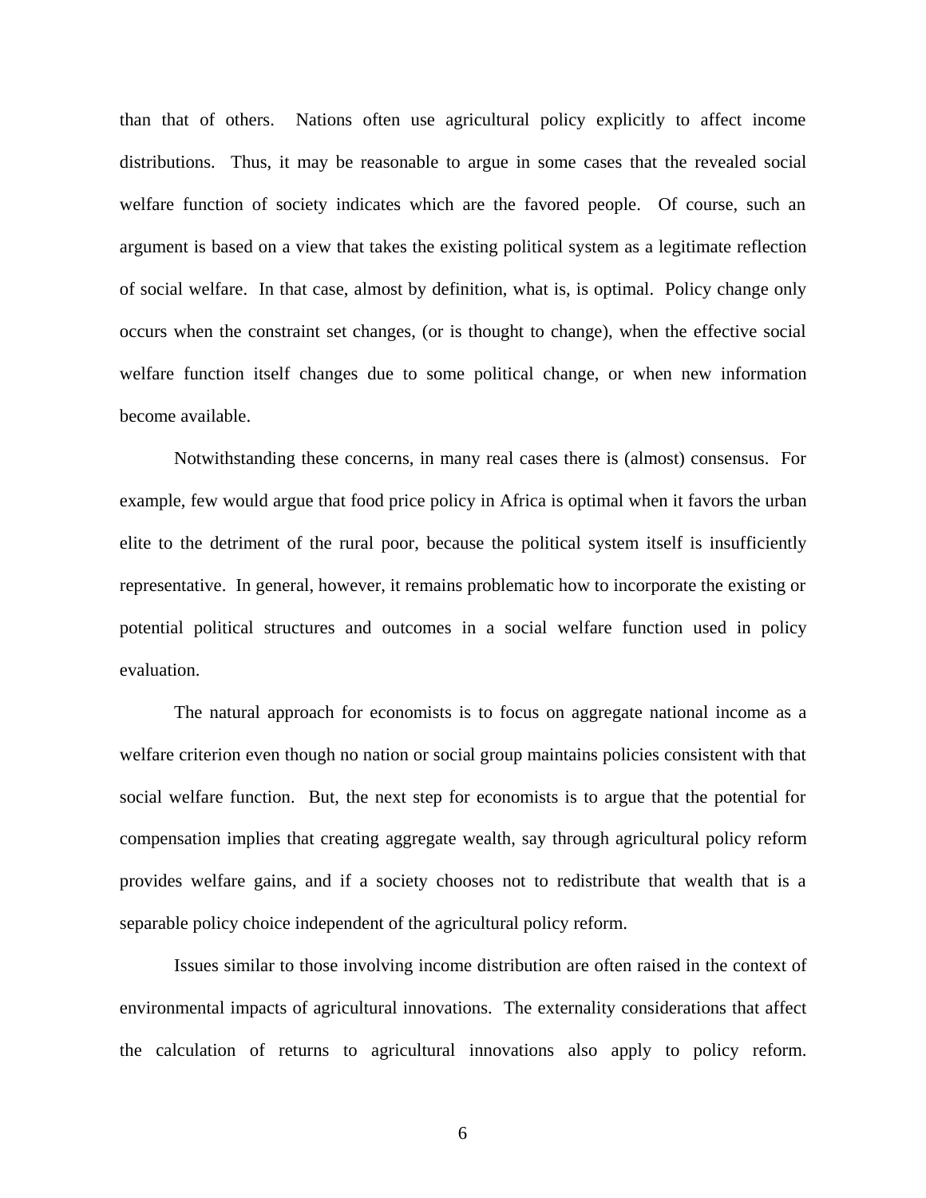than that of others. Nations often use agricultural policy explicitly to affect income distributions. Thus, it may be reasonable to argue in some cases that the revealed social welfare function of society indicates which are the favored people. Of course, such an argument is based on a view that takes the existing political system as a legitimate reflection of social welfare. In that case, almost by definition, what is, is optimal. Policy change only occurs when the constraint set changes, (or is thought to change), when the effective social welfare function itself changes due to some political change, or when new information become available.

Notwithstanding these concerns, in many real cases there is (almost) consensus. For example, few would argue that food price policy in Africa is optimal when it favors the urban elite to the detriment of the rural poor, because the political system itself is insufficiently representative. In general, however, it remains problematic how to incorporate the existing or potential political structures and outcomes in a social welfare function used in policy evaluation.

The natural approach for economists is to focus on aggregate national income as a welfare criterion even though no nation or social group maintains policies consistent with that social welfare function. But, the next step for economists is to argue that the potential for compensation implies that creating aggregate wealth, say through agricultural policy reform provides welfare gains, and if a society chooses not to redistribute that wealth that is a separable policy choice independent of the agricultural policy reform.

Issues similar to those involving income distribution are often raised in the context of environmental impacts of agricultural innovations. The externality considerations that affect the calculation of returns to agricultural innovations also apply to policy reform.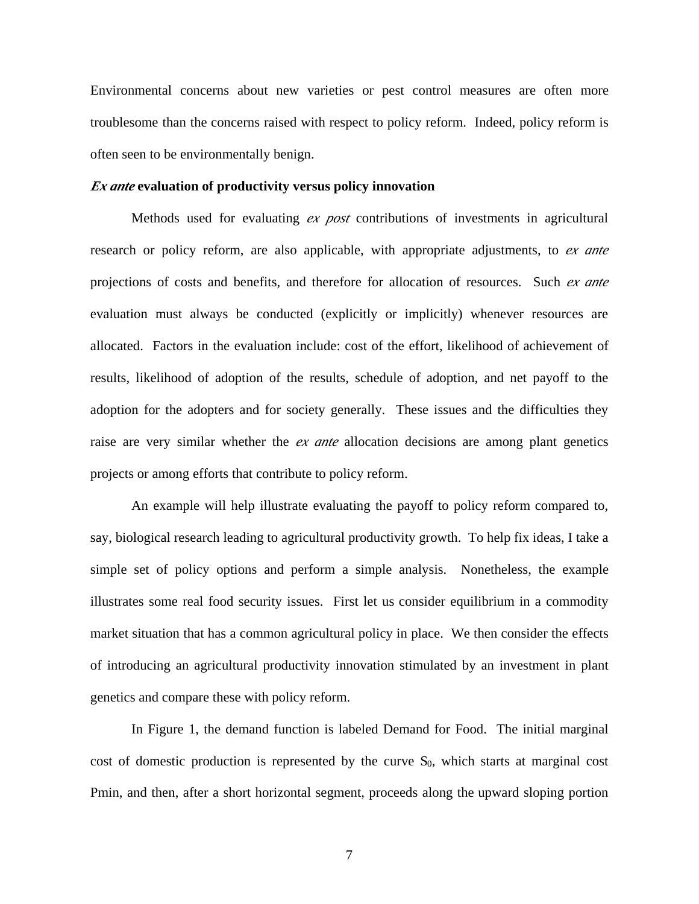Environmental concerns about new varieties or pest control measures are often more troublesome than the concerns raised with respect to policy reform. Indeed, policy reform is often seen to be environmentally benign.

### *Ex ante* evaluation of productivity versus policy innovation

Methods used for evaluating *ex post* contributions of investments in agricultural research or policy reform, are also applicable, with appropriate adjustments, to *ex ante* projections of costs and benefits, and therefore for allocation of resources. Such *ex ante* evaluation must always be conducted (explicitly or implicitly) whenever resources are allocated. Factors in the evaluation include: cost of the effort, likelihood of achievement of results, likelihood of adoption of the results, schedule of adoption, and net payoff to the adoption for the adopters and for society generally. These issues and the difficulties they raise are very similar whether the *ex ante* allocation decisions are among plant genetics projects or among efforts that contribute to policy reform.

An example will help illustrate evaluating the payoff to policy reform compared to, say, biological research leading to agricultural productivity growth. To help fix ideas, I take a simple set of policy options and perform a simple analysis. Nonetheless, the example illustrates some real food security issues. First let us consider equilibrium in a commodity market situation that has a common agricultural policy in place. We then consider the effects of introducing an agricultural productivity innovation stimulated by an investment in plant genetics and compare these with policy reform.

In Figure 1, the demand function is labeled Demand for Food. The initial marginal cost of domestic production is represented by the curve $S_0$, which starts at marginal cost Pmin, and then, after a short horizontal segment, proceeds along the upward sloping portion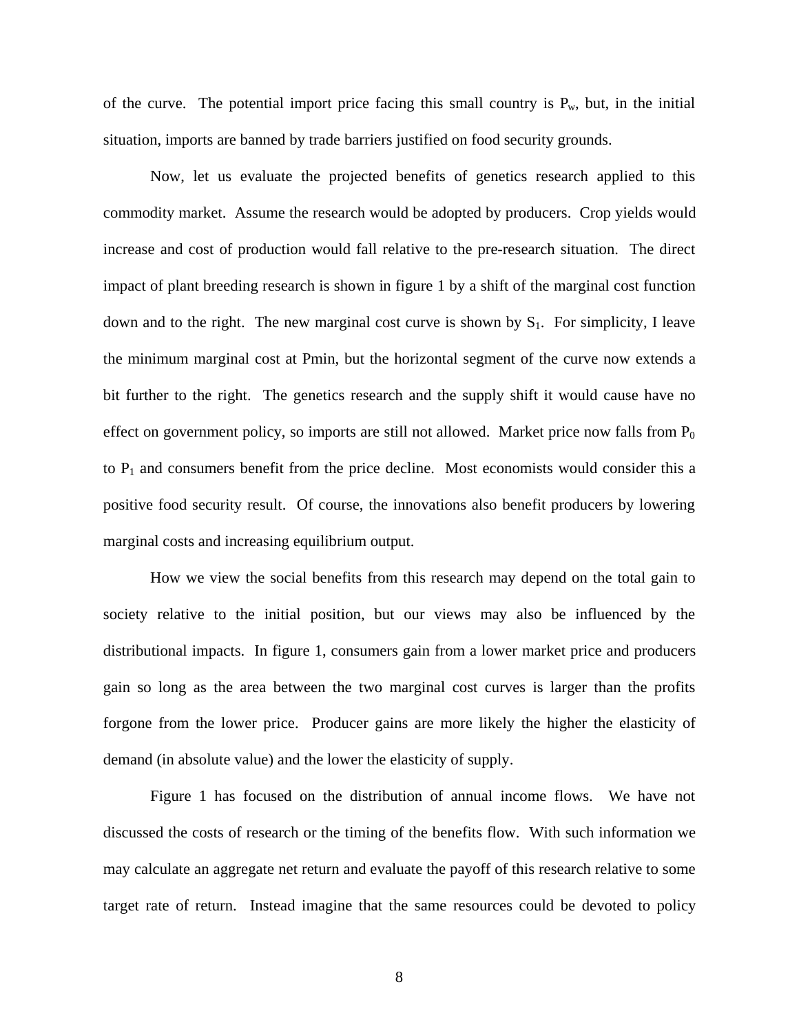of the curve. The potential import price facing this small country is $P_w$, but, in the initial situation, imports are banned by trade barriers justified on food security grounds.

Now, let us evaluate the projected benefits of genetics research applied to this commodity market. Assume the research would be adopted by producers. Crop yields would increase and cost of production would fall relative to the pre-research situation. The direct impact of plant breeding research is shown in figure 1 by a shift of the marginal cost function down and to the right. The new marginal cost curve is shown by $S_1$. For simplicity, I leave the minimum marginal cost at Pmin, but the horizontal segment of the curve now extends a bit further to the right. The genetics research and the supply shift it would cause have no effect on government policy, so imports are still not allowed. Market price now falls from $P_0$ to $P_1$ and consumers benefit from the price decline. Most economists would consider this a positive food security result. Of course, the innovations also benefit producers by lowering marginal costs and increasing equilibrium output.

How we view the social benefits from this research may depend on the total gain to society relative to the initial position, but our views may also be influenced by the distributional impacts. In figure 1, consumers gain from a lower market price and producers gain so long as the area between the two marginal cost curves is larger than the profits forgone from the lower price. Producer gains are more likely the higher the elasticity of demand (in absolute value) and the lower the elasticity of supply.

Figure 1 has focused on the distribution of annual income flows. We have not discussed the costs of research or the timing of the benefits flow. With such information we may calculate an aggregate net return and evaluate the payoff of this research relative to some target rate of return. Instead imagine that the same resources could be devoted to policy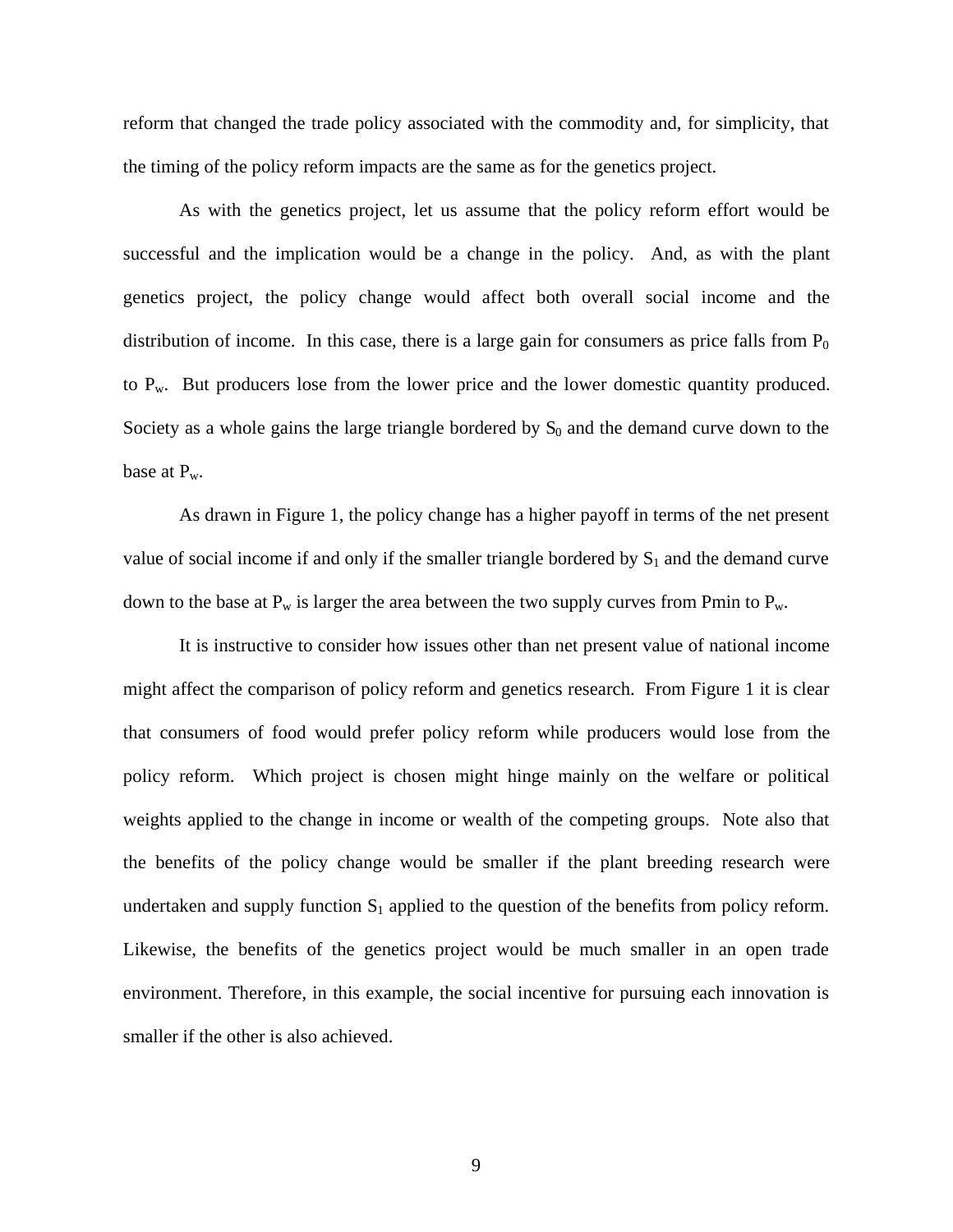reform that changed the trade policy associated with the commodity and, for simplicity, that the timing of the policy reform impacts are the same as for the genetics project.

As with the genetics project, let us assume that the policy reform effort would be successful and the implication would be a change in the policy. And, as with the plant genetics project, the policy change would affect both overall social income and the distribution of income. In this case, there is a large gain for consumers as price falls from $P_0$ to $P_w$. But producers lose from the lower price and the lower domestic quantity produced. Society as a whole gains the large triangle bordered by $S_0$ and the demand curve down to the base at $P_w$.

As drawn in Figure 1, the policy change has a higher payoff in terms of the net present value of social income if and only if the smaller triangle bordered by $S_1$ and the demand curve down to the base at $P_w$ is larger the area between the two supply curves from Pmin to $P_w$.

It is instructive to consider how issues other than net present value of national income might affect the comparison of policy reform and genetics research. From Figure 1 it is clear that consumers of food would prefer policy reform while producers would lose from the policy reform. Which project is chosen might hinge mainly on the welfare or political weights applied to the change in income or wealth of the competing groups. Note also that the benefits of the policy change would be smaller if the plant breeding research were undertaken and supply function $S_1$ applied to the question of the benefits from policy reform. Likewise, the benefits of the genetics project would be much smaller in an open trade environment. Therefore, in this example, the social incentive for pursuing each innovation is smaller if the other is also achieved.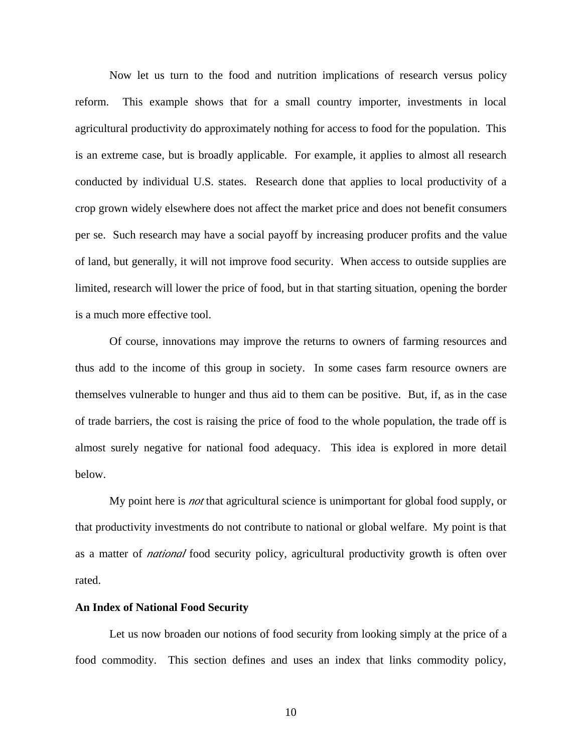Now let us turn to the food and nutrition implications of research versus policy reform. This example shows that for a small country importer, investments in local agricultural productivity do approximately nothing for access to food for the population. This is an extreme case, but is broadly applicable. For example, it applies to almost all research conducted by individual U.S. states. Research done that applies to local productivity of a crop grown widely elsewhere does not affect the market price and does not benefit consumers per se. Such research may have a social payoff by increasing producer profits and the value of land, but generally, it will not improve food security. When access to outside supplies are limited, research will lower the price of food, but in that starting situation, opening the border is a much more effective tool.

Of course, innovations may improve the returns to owners of farming resources and thus add to the income of this group in society. In some cases farm resource owners are themselves vulnerable to hunger and thus aid to them can be positive. But, if, as in the case of trade barriers, the cost is raising the price of food to the whole population, the trade off is almost surely negative for national food adequacy. This idea is explored in more detail below.

My point here is *not* that agricultural science is unimportant for global food supply, or that productivity investments do not contribute to national or global welfare. My point is that as a matter of *national* food security policy, agricultural productivity growth is often over rated.

**An Index of National Food Security**

Let us now broaden our notions of food security from looking simply at the price of a food commodity. This section defines and uses an index that links commodity policy,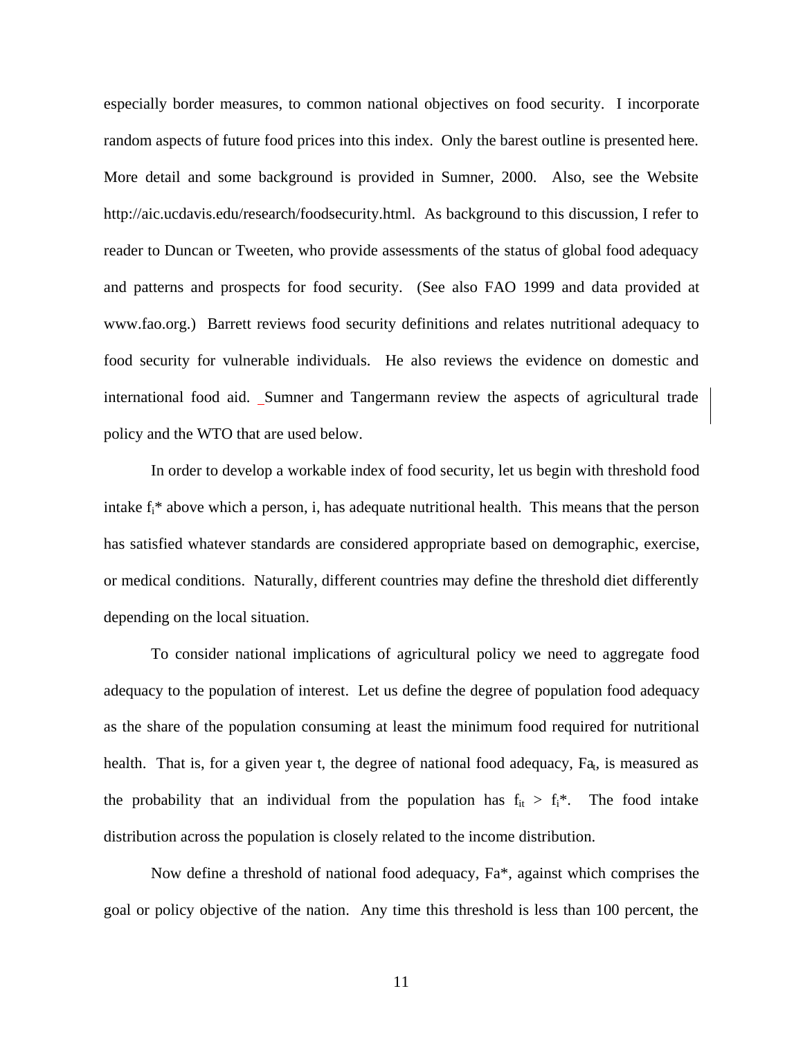especially border measures, to common national objectives on food security. I incorporate random aspects of future food prices into this index. Only the barest outline is presented here. More detail and some background is provided in Sumner, 2000. Also, see the Website http://aic.ucdavis.edu/research/foodsecurity.html. As background to this discussion, I refer to reader to Duncan or Tweeten, who provide assessments of the status of global food adequacy and patterns and prospects for food security. (See also FAO 1999 and data provided at www.fao.org.) Barrett reviews food security definitions and relates nutritional adequacy to food security for vulnerable individuals. He also reviews the evidence on domestic and international food aid. Sumner and Tangermann review the aspects of agricultural trade policy and the WTO that are used below.

In order to develop a workable index of food security, let us begin with threshold food intake $f_i^*$ above which a person, i, has adequate nutritional health. This means that the person has satisfied whatever standards are considered appropriate based on demographic, exercise, or medical conditions. Naturally, different countries may define the threshold diet differently depending on the local situation.

To consider national implications of agricultural policy we need to aggregate food adequacy to the population of interest. Let us define the degree of population food adequacy as the share of the population consuming at least the minimum food required for nutritional health. That is, for a given year t, the degree of national food adequacy, $Fa_t$, is measured as the probability that an individual from the population has $f_{it} > f_i^*$. The food intake distribution across the population is closely related to the income distribution.

Now define a threshold of national food adequacy, $Fa^*$, against which comprises the goal or policy objective of the nation. Any time this threshold is less than 100 percent, the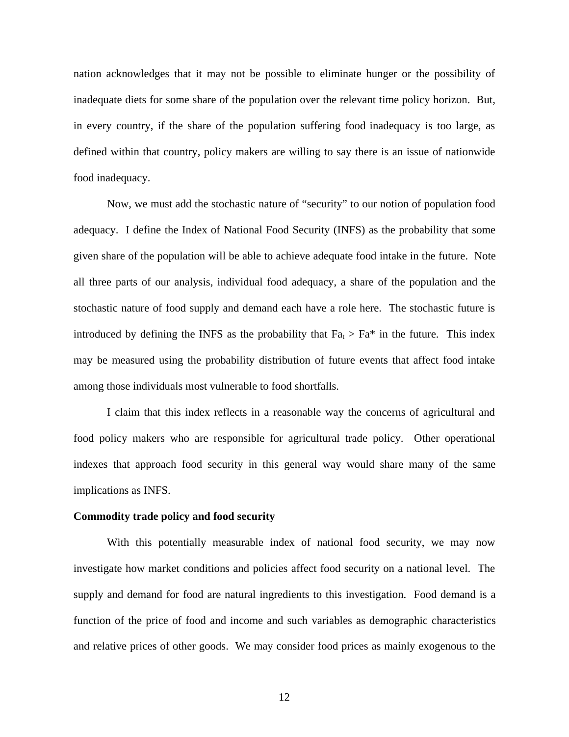nation acknowledges that it may not be possible to eliminate hunger or the possibility of inadequate diets for some share of the population over the relevant time policy horizon. But, in every country, if the share of the population suffering food inadequacy is too large, as defined within that country, policy makers are willing to say there is an issue of nationwide food inadequacy.

Now, we must add the stochastic nature of "security" to our notion of population food adequacy. I define the Index of National Food Security (INFS) as the probability that some given share of the population will be able to achieve adequate food intake in the future. Note all three parts of our analysis, individual food adequacy, a share of the population and the stochastic nature of food supply and demand each have a role here. The stochastic future is introduced by defining the INFS as the probability that $Fa_t > Fa^*$ in the future. This index may be measured using the probability distribution of future events that affect food intake among those individuals most vulnerable to food shortfalls.

I claim that this index reflects in a reasonable way the concerns of agricultural and food policy makers who are responsible for agricultural trade policy. Other operational indexes that approach food security in this general way would share many of the same implications as INFS.

**Commodity trade policy and food security**

With this potentially measurable index of national food security, we may now investigate how market conditions and policies affect food security on a national level. The supply and demand for food are natural ingredients to this investigation. Food demand is a function of the price of food and income and such variables as demographic characteristics and relative prices of other goods. We may consider food prices as mainly exogenous to the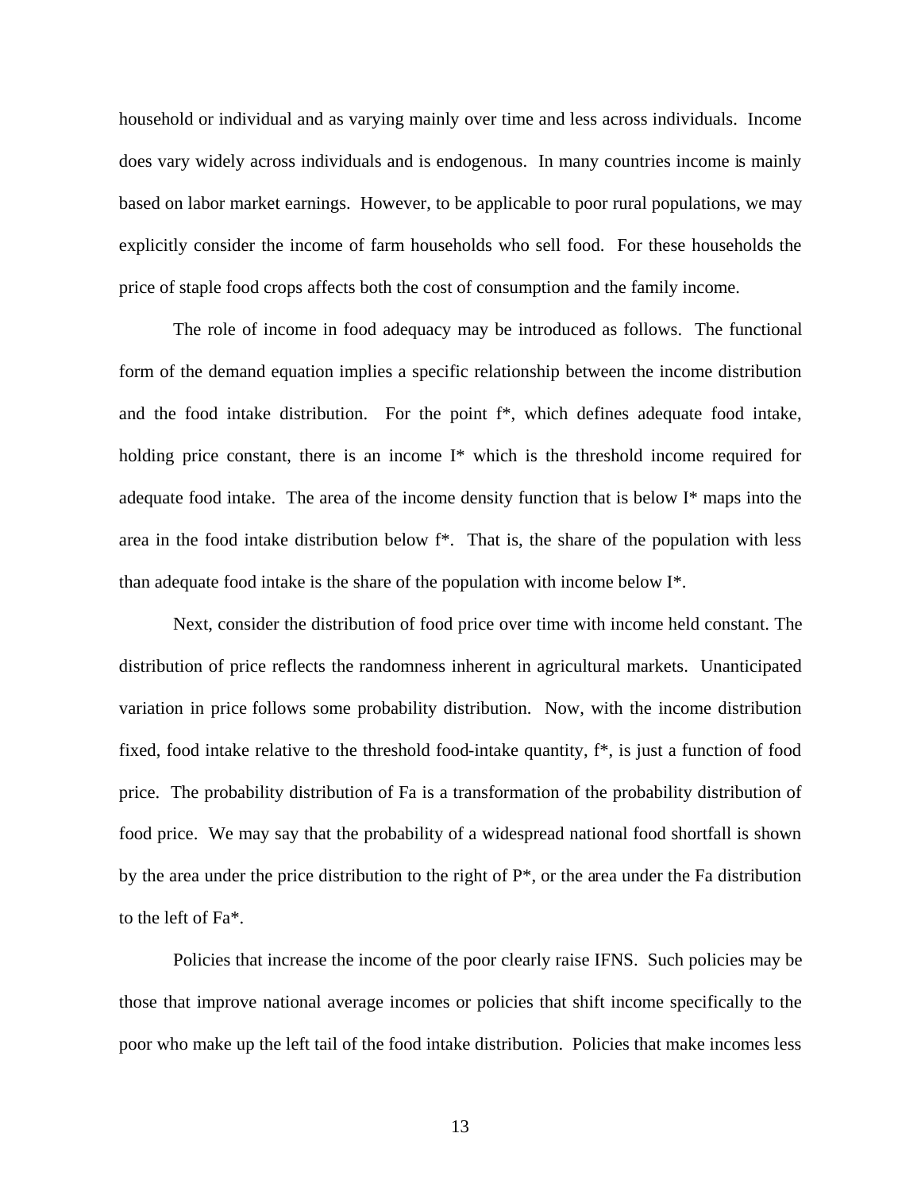household or individual and as varying mainly over time and less across individuals. Income does vary widely across individuals and is endogenous. In many countries income is mainly based on labor market earnings. However, to be applicable to poor rural populations, we may explicitly consider the income of farm households who sell food. For these households the price of staple food crops affects both the cost of consumption and the family income.

The role of income in food adequacy may be introduced as follows. The functional form of the demand equation implies a specific relationship between the income distribution and the food intake distribution. For the point f*, which defines adequate food intake, holding price constant, there is an income I* which is the threshold income required for adequate food intake. The area of the income density function that is below I* maps into the area in the food intake distribution below f*. That is, the share of the population with less than adequate food intake is the share of the population with income below I*.

Next, consider the distribution of food price over time with income held constant. The distribution of price reflects the randomness inherent in agricultural markets. Unanticipated variation in price follows some probability distribution. Now, with the income distribution fixed, food intake relative to the threshold food-intake quantity, f*, is just a function of food price. The probability distribution of Fa is a transformation of the probability distribution of food price. We may say that the probability of a widespread national food shortfall is shown by the area under the price distribution to the right of P*, or the area under the Fa distribution to the left of Fa*.

Policies that increase the income of the poor clearly raise IFNS. Such policies may be those that improve national average incomes or policies that shift income specifically to the poor who make up the left tail of the food intake distribution. Policies that make incomes less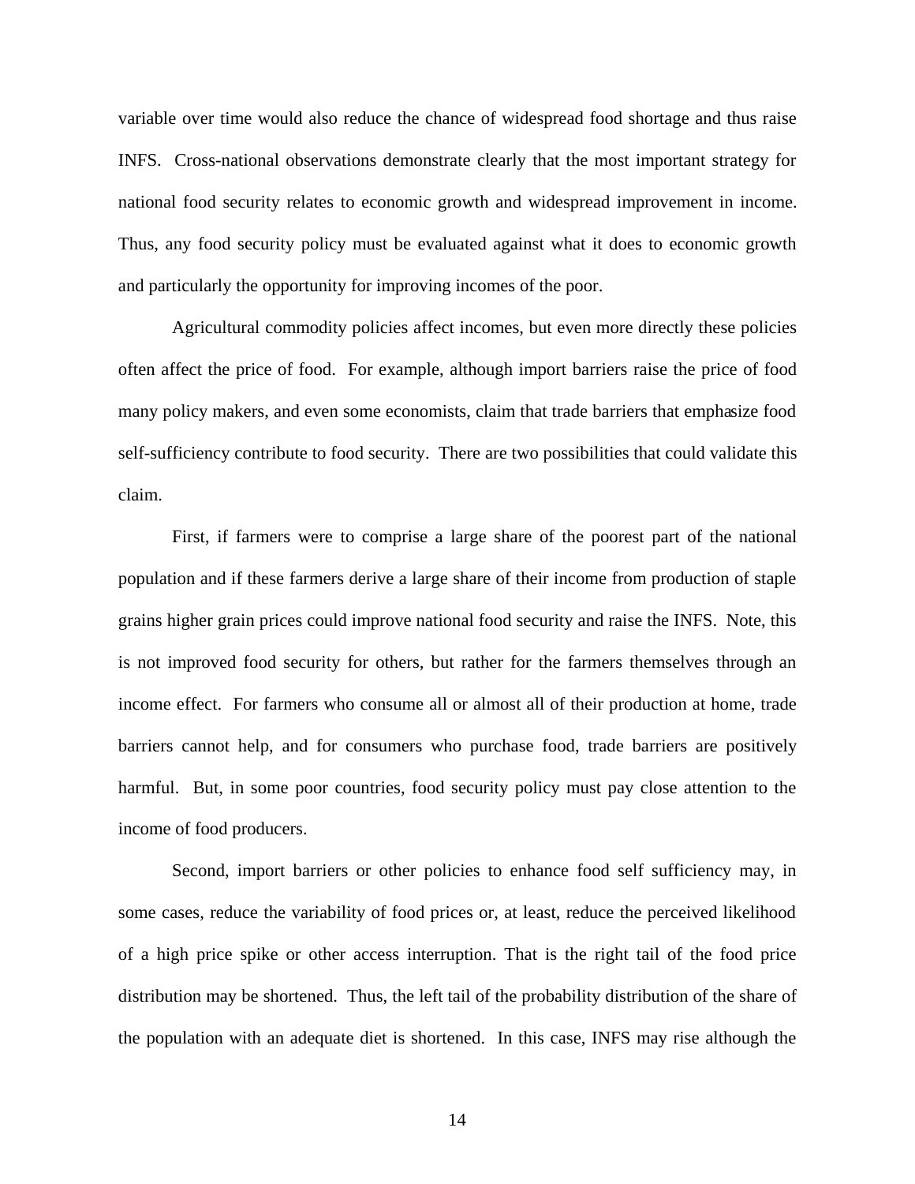variable over time would also reduce the chance of widespread food shortage and thus raise INFS. Cross-national observations demonstrate clearly that the most important strategy for national food security relates to economic growth and widespread improvement in income. Thus, any food security policy must be evaluated against what it does to economic growth and particularly the opportunity for improving incomes of the poor.

Agricultural commodity policies affect incomes, but even more directly these policies often affect the price of food. For example, although import barriers raise the price of food many policy makers, and even some economists, claim that trade barriers that emphasize food self-sufficiency contribute to food security. There are two possibilities that could validate this claim.

First, if farmers were to comprise a large share of the poorest part of the national population and if these farmers derive a large share of their income from production of staple grains higher grain prices could improve national food security and raise the INFS. Note, this is not improved food security for others, but rather for the farmers themselves through an income effect. For farmers who consume all or almost all of their production at home, trade barriers cannot help, and for consumers who purchase food, trade barriers are positively harmful. But, in some poor countries, food security policy must pay close attention to the income of food producers.

Second, import barriers or other policies to enhance food self sufficiency may, in some cases, reduce the variability of food prices or, at least, reduce the perceived likelihood of a high price spike or other access interruption. That is the right tail of the food price distribution may be shortened. Thus, the left tail of the probability distribution of the share of the population with an adequate diet is shortened. In this case, INFS may rise although the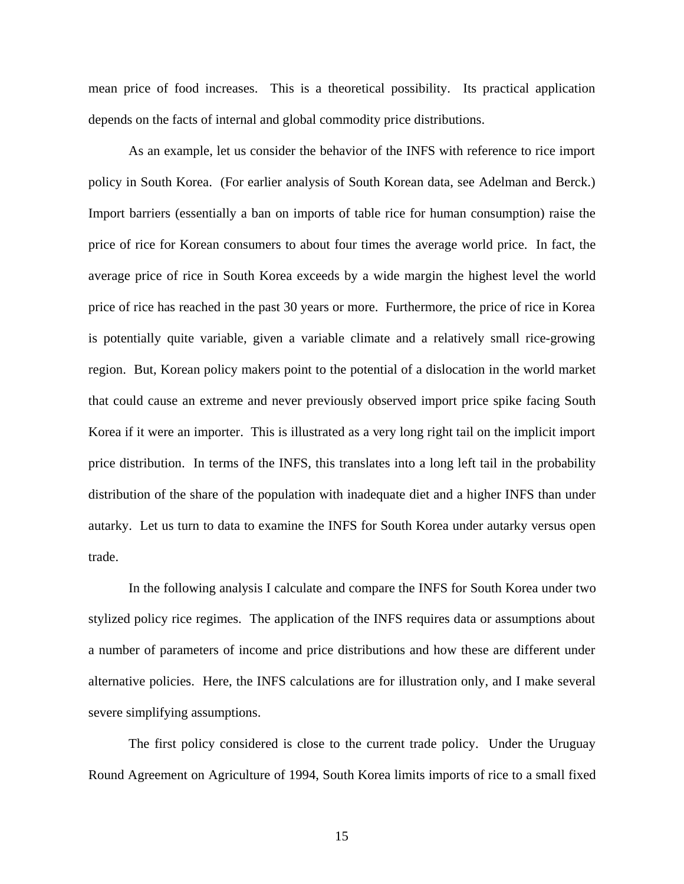mean price of food increases. This is a theoretical possibility. Its practical application depends on the facts of internal and global commodity price distributions.

As an example, let us consider the behavior of the INFS with reference to rice import policy in South Korea. (For earlier analysis of South Korean data, see Adelman and Berck.) Import barriers (essentially a ban on imports of table rice for human consumption) raise the price of rice for Korean consumers to about four times the average world price. In fact, the average price of rice in South Korea exceeds by a wide margin the highest level the world price of rice has reached in the past 30 years or more. Furthermore, the price of rice in Korea is potentially quite variable, given a variable climate and a relatively small rice-growing region. But, Korean policy makers point to the potential of a dislocation in the world market that could cause an extreme and never previously observed import price spike facing South Korea if it were an importer. This is illustrated as a very long right tail on the implicit import price distribution. In terms of the INFS, this translates into a long left tail in the probability distribution of the share of the population with inadequate diet and a higher INFS than under autarky. Let us turn to data to examine the INFS for South Korea under autarky versus open trade.

In the following analysis I calculate and compare the INFS for South Korea under two stylized policy rice regimes. The application of the INFS requires data or assumptions about a number of parameters of income and price distributions and how these are different under alternative policies. Here, the INFS calculations are for illustration only, and I make several severe simplifying assumptions.

The first policy considered is close to the current trade policy. Under the Uruguay Round Agreement on Agriculture of 1994, South Korea limits imports of rice to a small fixed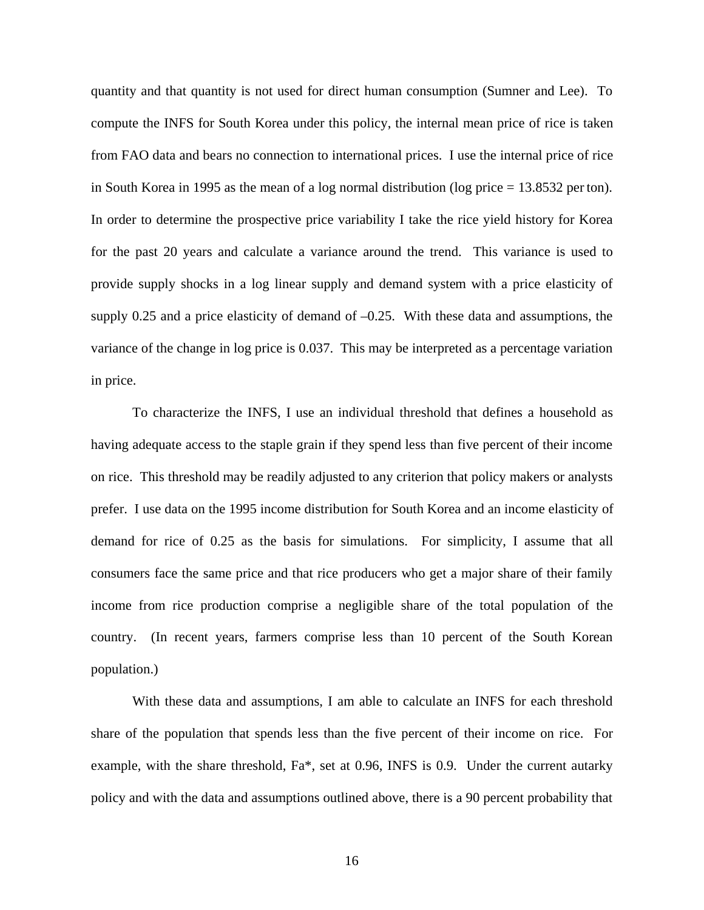quantity and that quantity is not used for direct human consumption (Sumner and Lee). To compute the INFS for South Korea under this policy, the internal mean price of rice is taken from FAO data and bears no connection to international prices. I use the internal price of rice in South Korea in 1995 as the mean of a log normal distribution (log price = 13.8532 per ton). In order to determine the prospective price variability I take the rice yield history for Korea for the past 20 years and calculate a variance around the trend. This variance is used to provide supply shocks in a log linear supply and demand system with a price elasticity of supply 0.25 and a price elasticity of demand of –0.25. With these data and assumptions, the variance of the change in log price is 0.037. This may be interpreted as a percentage variation in price.

To characterize the INFS, I use an individual threshold that defines a household as having adequate access to the staple grain if they spend less than five percent of their income on rice. This threshold may be readily adjusted to any criterion that policy makers or analysts prefer. I use data on the 1995 income distribution for South Korea and an income elasticity of demand for rice of 0.25 as the basis for simulations. For simplicity, I assume that all consumers face the same price and that rice producers who get a major share of their family income from rice production comprise a negligible share of the total population of the country. (In recent years, farmers comprise less than 10 percent of the South Korean population.)

With these data and assumptions, I am able to calculate an INFS for each threshold share of the population that spends less than the five percent of their income on rice. For example, with the share threshold, $F_a^*$, set at 0.96, INFS is 0.9. Under the current autarky policy and with the data and assumptions outlined above, there is a 90 percent probability that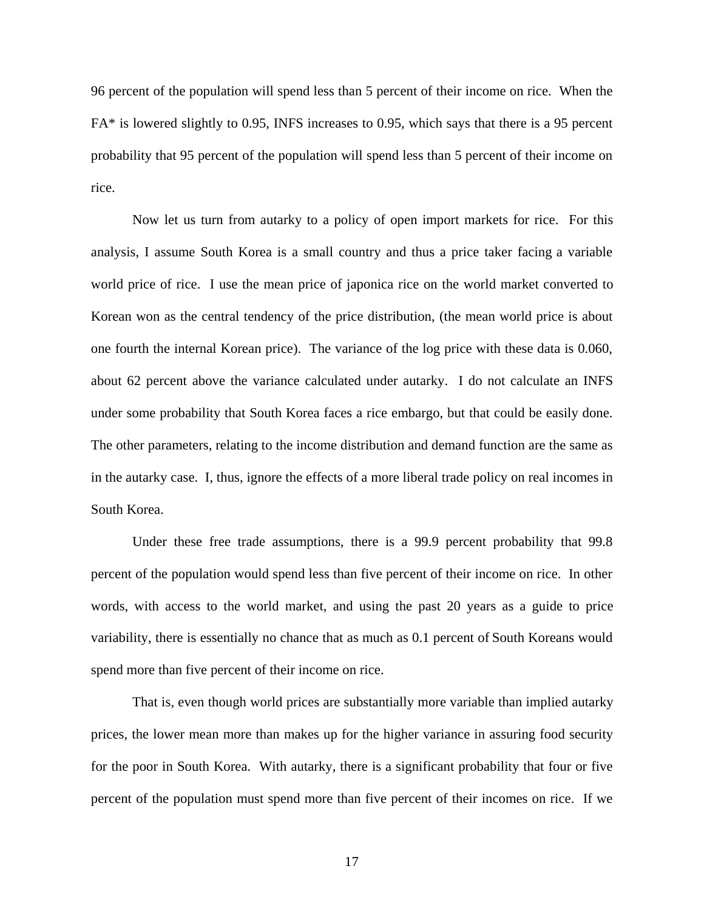96 percent of the population will spend less than 5 percent of their income on rice. When the FA* is lowered slightly to 0.95, INFS increases to 0.95, which says that there is a 95 percent probability that 95 percent of the population will spend less than 5 percent of their income on rice.

Now let us turn from autarky to a policy of open import markets for rice. For this analysis, I assume South Korea is a small country and thus a price taker facing a variable world price of rice. I use the mean price of japonica rice on the world market converted to Korean won as the central tendency of the price distribution, (the mean world price is about one fourth the internal Korean price). The variance of the log price with these data is 0.060, about 62 percent above the variance calculated under autarky. I do not calculate an INFS under some probability that South Korea faces a rice embargo, but that could be easily done. The other parameters, relating to the income distribution and demand function are the same as in the autarky case. I, thus, ignore the effects of a more liberal trade policy on real incomes in South Korea.

Under these free trade assumptions, there is a 99.9 percent probability that 99.8 percent of the population would spend less than five percent of their income on rice. In other words, with access to the world market, and using the past 20 years as a guide to price variability, there is essentially no chance that as much as 0.1 percent of South Koreans would spend more than five percent of their income on rice.

That is, even though world prices are substantially more variable than implied autarky prices, the lower mean more than makes up for the higher variance in assuring food security for the poor in South Korea. With autarky, there is a significant probability that four or five percent of the population must spend more than five percent of their incomes on rice. If we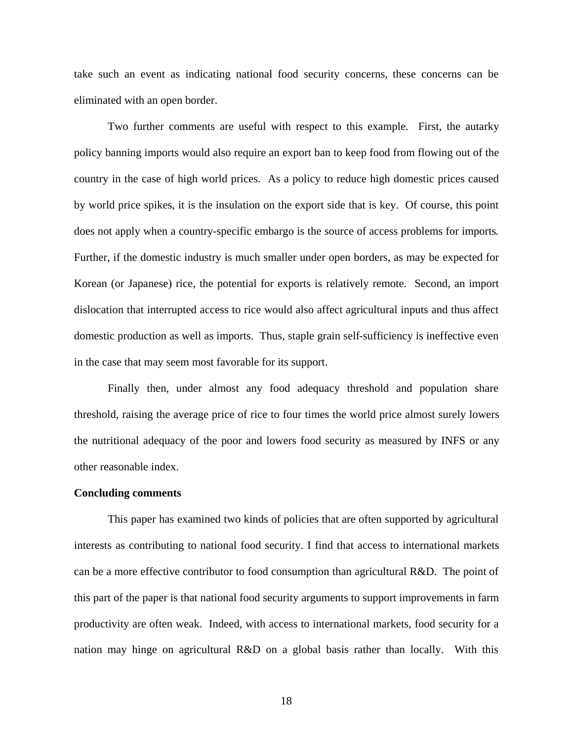take such an event as indicating national food security concerns, these concerns can be eliminated with an open border.

Two further comments are useful with respect to this example. First, the autarky policy banning imports would also require an export ban to keep food from flowing out of the country in the case of high world prices. As a policy to reduce high domestic prices caused by world price spikes, it is the insulation on the export side that is key. Of course, this point does not apply when a country-specific embargo is the source of access problems for imports. Further, if the domestic industry is much smaller under open borders, as may be expected for Korean (or Japanese) rice, the potential for exports is relatively remote. Second, an import dislocation that interrupted access to rice would also affect agricultural inputs and thus affect domestic production as well as imports. Thus, staple grain self-sufficiency is ineffective even in the case that may seem most favorable for its support.

Finally then, under almost any food adequacy threshold and population share threshold, raising the average price of rice to four times the world price almost surely lowers the nutritional adequacy of the poor and lowers food security as measured by INFS or any other reasonable index.

**Concluding comments**

This paper has examined two kinds of policies that are often supported by agricultural interests as contributing to national food security. I find that access to international markets can be a more effective contributor to food consumption than agricultural R&D. The point of this part of the paper is that national food security arguments to support improvements in farm productivity are often weak. Indeed, with access to international markets, food security for a nation may hinge on agricultural R&D on a global basis rather than locally. With this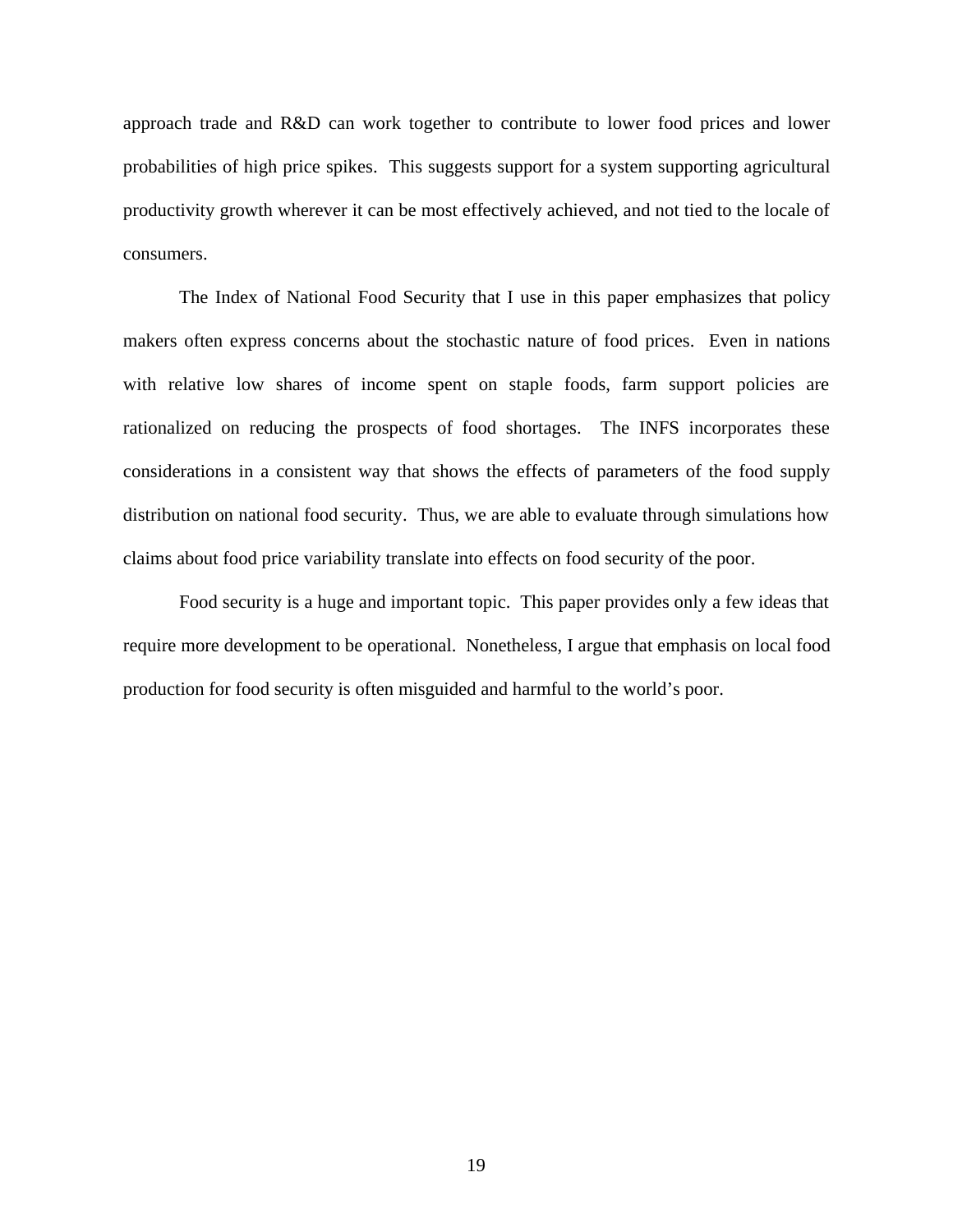approach trade and R&D can work together to contribute to lower food prices and lower probabilities of high price spikes. This suggests support for a system supporting agricultural productivity growth wherever it can be most effectively achieved, and not tied to the locale of consumers.

The Index of National Food Security that I use in this paper emphasizes that policy makers often express concerns about the stochastic nature of food prices. Even in nations with relative low shares of income spent on staple foods, farm support policies are rationalized on reducing the prospects of food shortages. The INFS incorporates these considerations in a consistent way that shows the effects of parameters of the food supply distribution on national food security. Thus, we are able to evaluate through simulations how claims about food price variability translate into effects on food security of the poor.

Food security is a huge and important topic. This paper provides only a few ideas that require more development to be operational. Nonetheless, I argue that emphasis on local food production for food security is often misguided and harmful to the world's poor.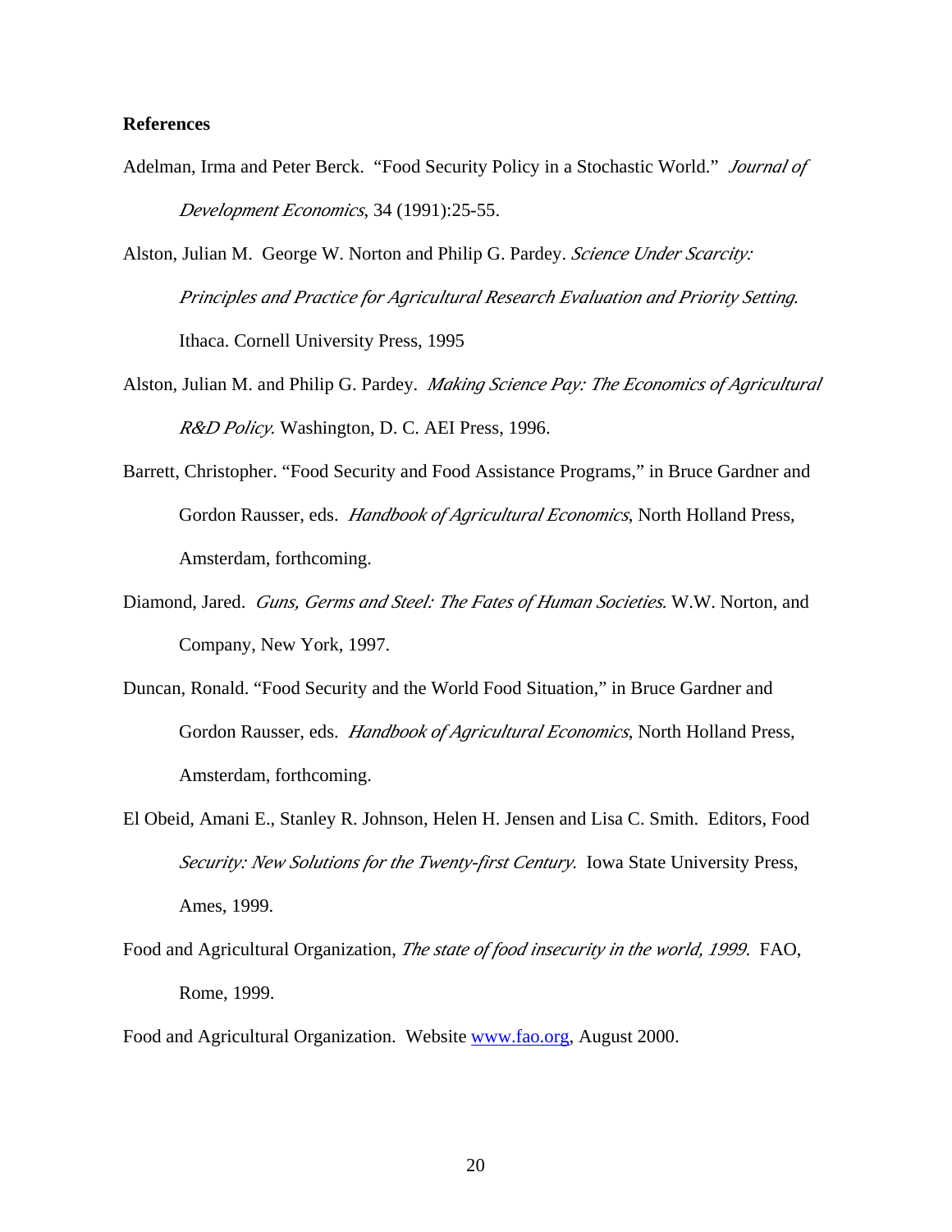**References**

Adelman, Irma and Peter Berck. "Food Security Policy in a Stochastic World." *Journal of Development Economics*, 34 (1991):25-55.

Alston, Julian M. George W. Norton and Philip G. Pardey. *Science Under Scarcity: Principles and Practice for Agricultural Research Evaluation and Priority Setting.* Ithaca. Cornell University Press, 1995

Alston, Julian M. and Philip G. Pardey. *Making Science Pay: The Economics of Agricultural R&D Policy.* Washington, D. C. AEI Press, 1996.

Barrett, Christopher. "Food Security and Food Assistance Programs," in Bruce Gardner and Gordon Rausser, eds. *Handbook of Agricultural Economics*, North Holland Press, Amsterdam, forthcoming.

Diamond, Jared. *Guns, Germs and Steel: The Fates of Human Societies*. W.W. Norton, and Company, New York, 1997.

Duncan, Ronald. "Food Security and the World Food Situation," in Bruce Gardner and Gordon Rausser, eds. *Handbook of Agricultural Economics*, North Holland Press, Amsterdam, forthcoming.

El Obeid, Amani E., Stanley R. Johnson, Helen H. Jensen and Lisa C. Smith. Editors, Food *Security: New Solutions for the Twenty-first Century*. Iowa State University Press, Ames, 1999.

Food and Agricultural Organization, *The state of food insecurity in the world, 1999*. FAO, Rome, 1999.

Food and Agricultural Organization. Website www.fao.org, August 2000.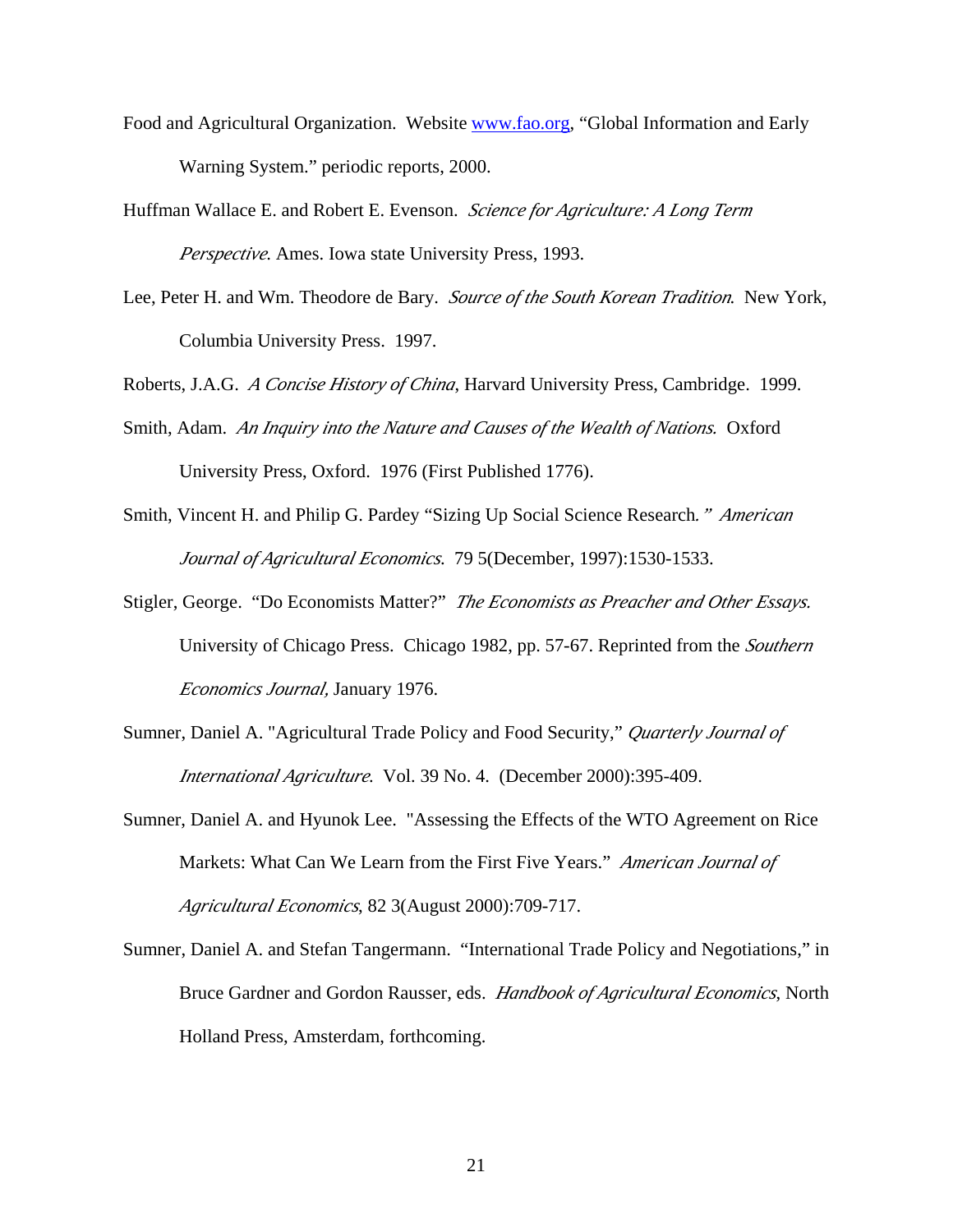Food and Agricultural Organization. Website www.fao.org, "Global Information and Early Warning System." periodic reports, 2000.

Huffman Wallace E. and Robert E. Evenson. *Science for Agriculture: A Long Term Perspective*. Ames. Iowa state University Press, 1993.

Lee, Peter H. and Wm. Theodore de Bary. *Source of the South Korean Tradition*. New York, Columbia University Press. 1997.

Roberts, J.A.G. *A Concise History of China*, Harvard University Press, Cambridge. 1999.

Smith, Adam. *An Inquiry into the Nature and Causes of the Wealth of Nations*. Oxford University Press, Oxford. 1976 (First Published 1776).

Smith, Vincent H. and Philip G. Pardey "Sizing Up Social Science Research*." American Journal of Agricultural Economics*. 79 5(December, 1997):1530-1533.

Stigler, George. "Do Economists Matter?" *The Economists as Preacher and Other Essays*. University of Chicago Press. Chicago 1982, pp. 57-67. Reprinted from the *Southern Economics Journal,* January 1976.

Sumner, Daniel A. "Agricultural Trade Policy and Food Security," *Quarterly Journal of International Agriculture*. Vol. 39 No. 4. (December 2000):395-409.

Sumner, Daniel A. and Hyunok Lee. "Assessing the Effects of the WTO Agreement on Rice Markets: What Can We Learn from the First Five Years." *American Journal of Agricultural Economics*, 82 3(August 2000):709-717.

Sumner, Daniel A. and Stefan Tangermann. "International Trade Policy and Negotiations," in Bruce Gardner and Gordon Rausser, eds. *Handbook of Agricultural Economics*, North Holland Press, Amsterdam, forthcoming.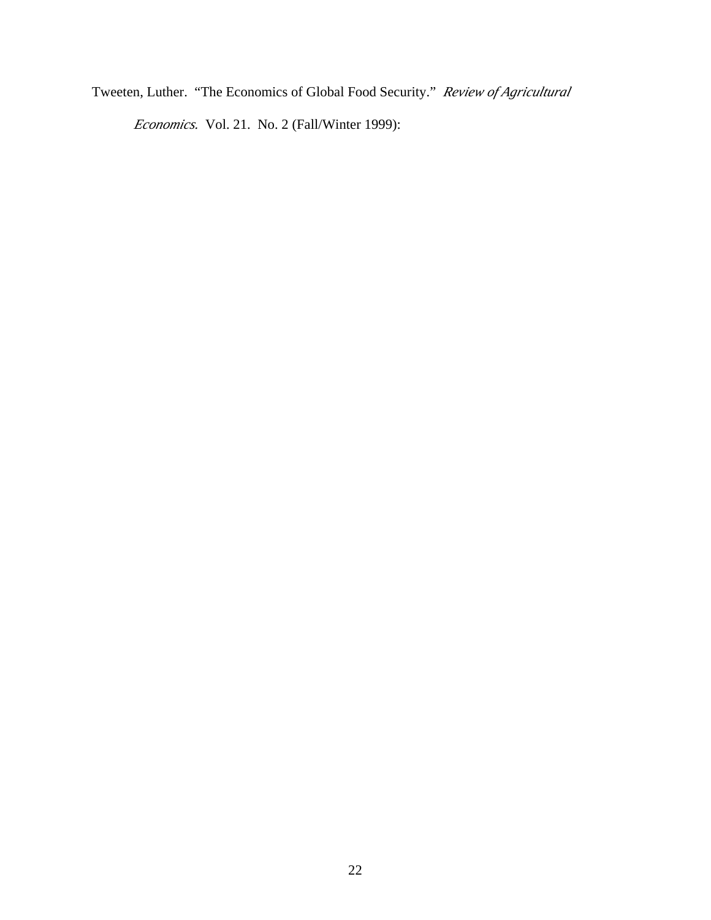Tweeten, Luther. "The Economics of Global Food Security." *Review of Agricultural Economics*. Vol. 21. No. 2 (Fall/Winter 1999):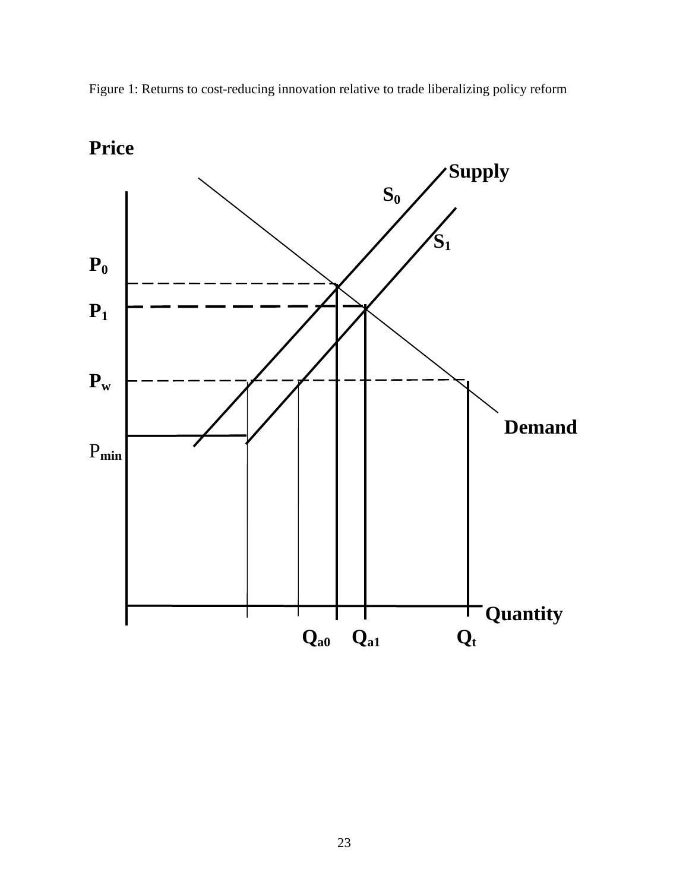Figure 1: Returns to cost-reducing innovation relative to trade liberalizing policy reform

Price

Supply

$S_0$

$S_1$

$P_0$

$P_1$

$P_w$

Demand

$P_{min}$

Quantity

$Q_{a0}$ $Q_{a1}$ $Q_t$